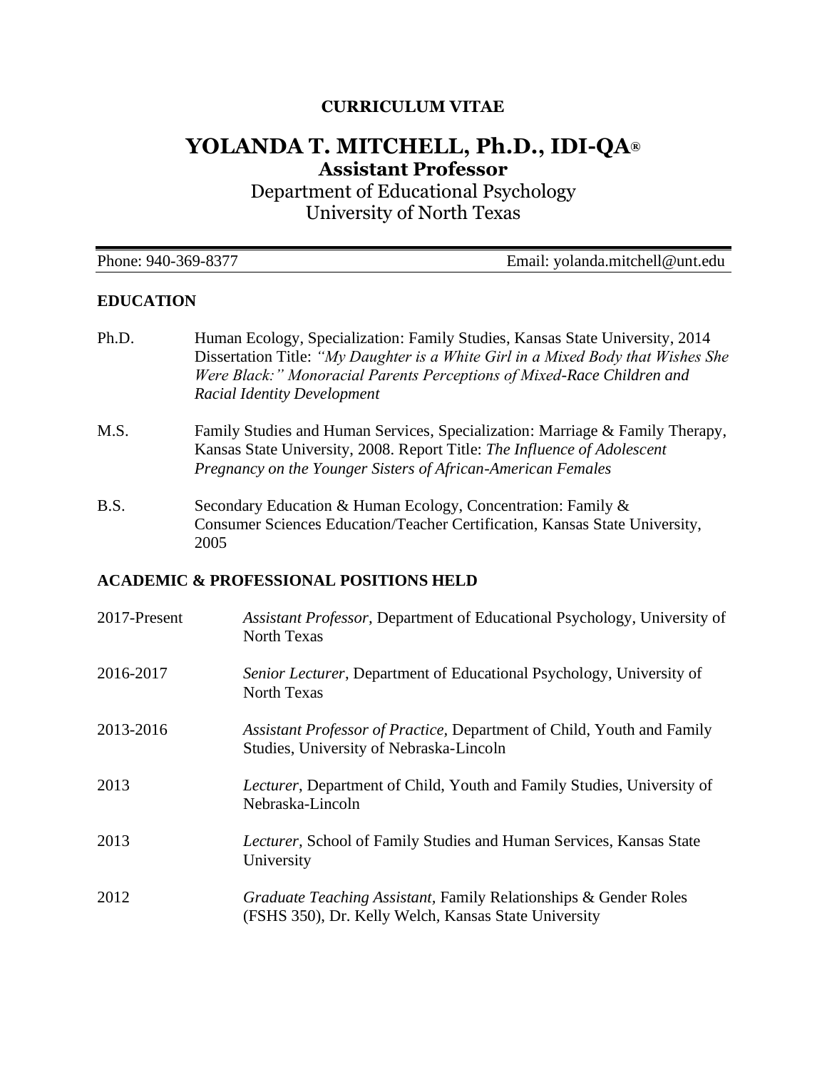**CURRICULUM VITAE**

# YOLANDA T. MITCHELL, Ph.D., IDI-QA®

## Assistant Professor

Department of Educational Psychology
University of North Texas

Phone: 940-369-8377 Email: yolanda.mitchell@unt.edu

## EDUCATION

Ph.D. Human Ecology, Specialization: Family Studies, Kansas State University, 2014. Dissertation Title: *"My Daughter is a White Girl in a Mixed Body that Wishes She Were Black:" Monoracial Parents Perceptions of Mixed-Race Children and Racial Identity Development*

M.S. Family Studies and Human Services, Specialization: Marriage & Family Therapy, Kansas State University, 2008. Report Title: *The Influence of Adolescent Pregnancy on the Younger Sisters of African-American Females*

B.S. Secondary Education & Human Ecology, Concentration: Family & Consumer Sciences Education/Teacher Certification, Kansas State University, 2005

## ACADEMIC & PROFESSIONAL POSITIONS HELD

2017-Present *Assistant Professor,* Department of Educational Psychology, University of North Texas

2016-2017 *Senior Lecturer*, Department of Educational Psychology, University of North Texas

2013-2016 *Assistant Professor of Practice,* Department of Child, Youth and Family Studies, University of Nebraska-Lincoln

2013 *Lecturer*, Department of Child, Youth and Family Studies, University of Nebraska-Lincoln

2013 *Lecturer,* School of Family Studies and Human Services, Kansas State University

2012 *Graduate Teaching Assistant,* Family Relationships & Gender Roles (FSHS 350), Dr. Kelly Welch, Kansas State University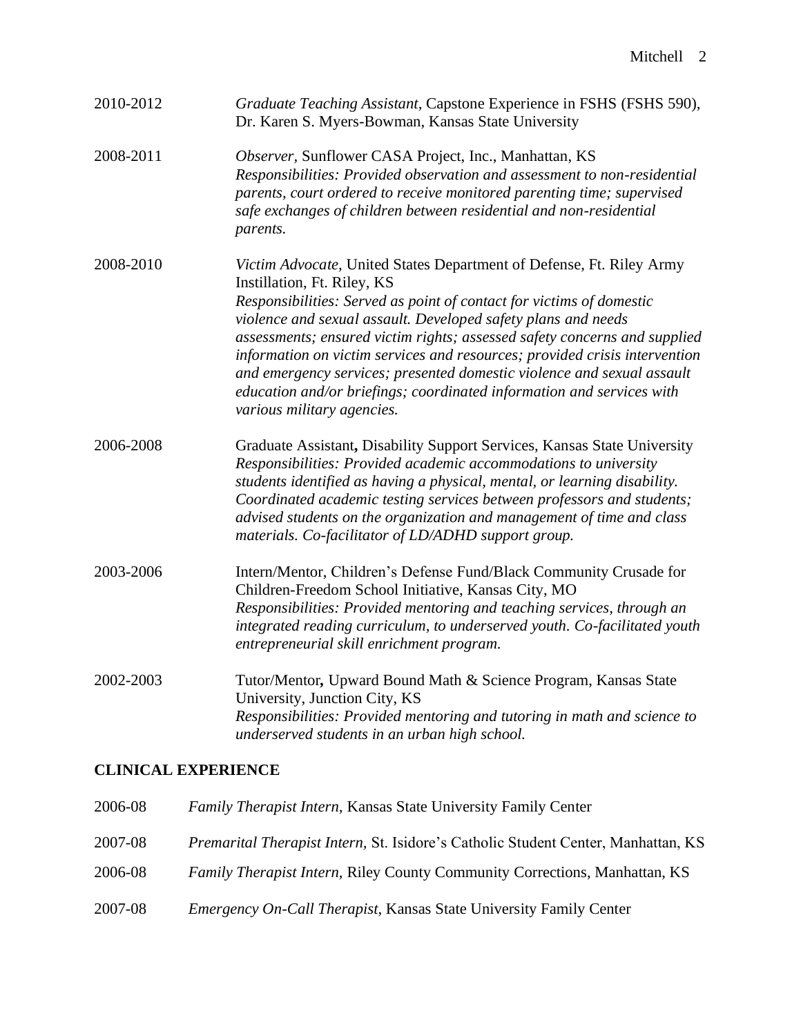2010-2012 *Graduate Teaching Assistant,* Capstone Experience in FSHS (FSHS 590), Dr. Karen S. Myers-Bowman, Kansas State University

2008-2011 *Observer,* Sunflower CASA Project, Inc., Manhattan, KS
*Responsibilities: Provided observation and assessment to non-residential parents, court ordered to receive monitored parenting time; supervised safe exchanges of children between residential and non-residential parents.*

2008-2010 *Victim Advocate,* United States Department of Defense, Ft. Riley Army Instillation, Ft. Riley, KS
*Responsibilities: Served as point of contact for victims of domestic violence and sexual assault. Developed safety plans and needs assessments; ensured victim rights; assessed safety concerns and supplied information on victim services and resources; provided crisis intervention and emergency services; presented domestic violence and sexual assault education and/or briefings; coordinated information and services with various military agencies.*

2006-2008 Graduate Assistant**,** Disability Support Services, Kansas State University
*Responsibilities: Provided academic accommodations to university students identified as having a physical, mental, or learning disability. Coordinated academic testing services between professors and students; advised students on the organization and management of time and class materials. Co-facilitator of LD/ADHD support group.*

2003-2006 Intern/Mentor, Children's Defense Fund/Black Community Crusade for Children-Freedom School Initiative, Kansas City, MO
*Responsibilities: Provided mentoring and teaching services, through an integrated reading curriculum, to underserved youth. Co-facilitated youth entrepreneurial skill enrichment program.*

2002-2003 Tutor/Mentor**,** Upward Bound Math & Science Program, Kansas State University, Junction City, KS
*Responsibilities: Provided mentoring and tutoring in math and science to underserved students in an urban high school.*

## CLINICAL EXPERIENCE

2006-08 *Family Therapist Intern,* Kansas State University Family Center

2007-08 *Premarital Therapist Intern,* St. Isidore's Catholic Student Center, Manhattan, KS

2006-08 *Family Therapist Intern,* Riley County Community Corrections, Manhattan, KS

2007-08 *Emergency On-Call Therapist,* Kansas State University Family Center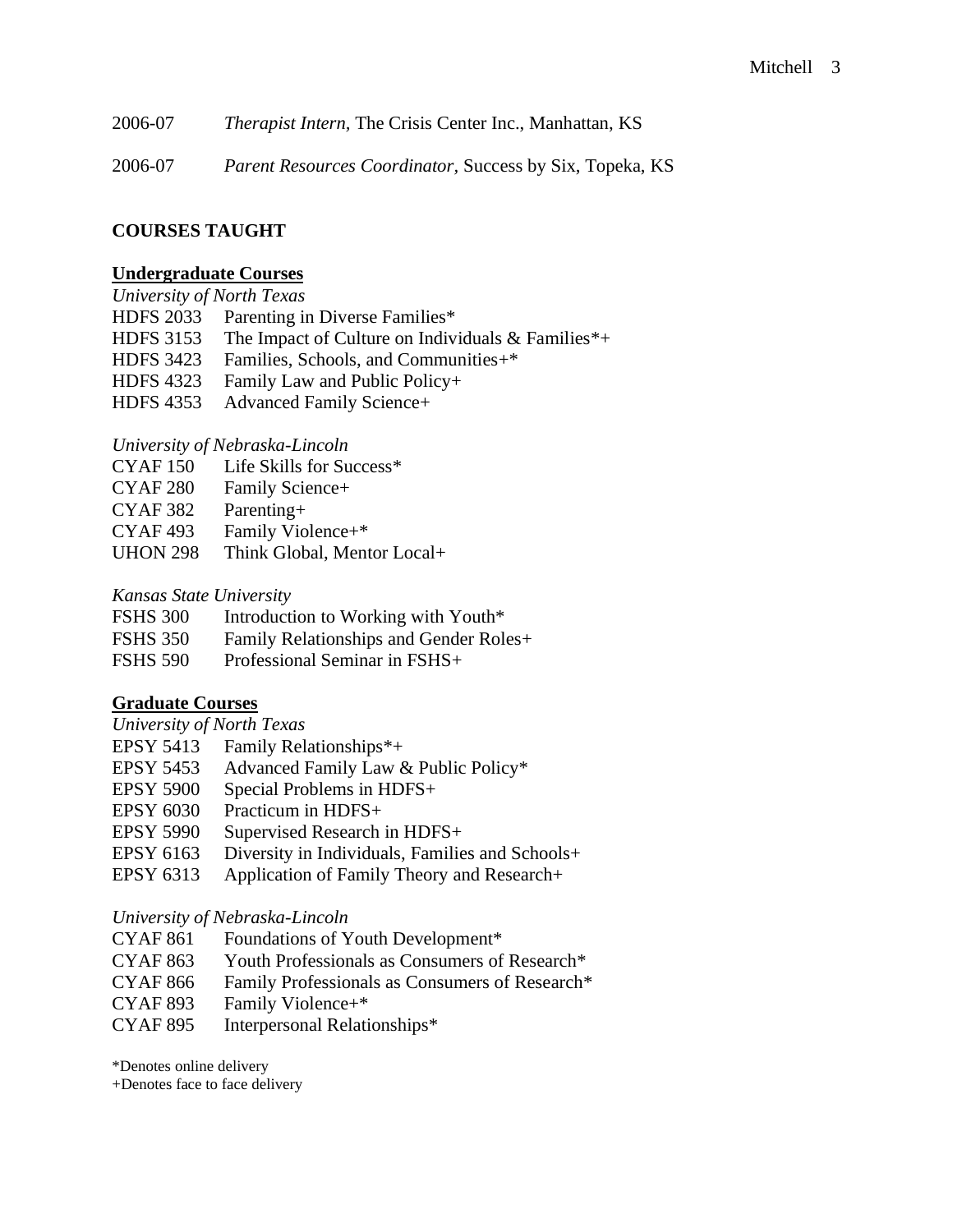2006-07 *Therapist Intern*, The Crisis Center Inc., Manhattan, KS

2006-07 *Parent Resources Coordinator*, Success by Six, Topeka, KS

## COURSES TAUGHT

### Undergraduate Courses

*University of North Texas*

HDFS 2033 Parenting in Diverse Families*
HDFS 3153 The Impact of Culture on Individuals & Families*+
HDFS 3423 Families, Schools, and Communities+*
HDFS 4323 Family Law and Public Policy+
HDFS 4353 Advanced Family Science+

*University of Nebraska-Lincoln*

CYAF 150 Life Skills for Success*
CYAF 280 Family Science+
CYAF 382 Parenting+
CYAF 493 Family Violence+*
UHON 298 Think Global, Mentor Local+

*Kansas State University*

FSHS 300 Introduction to Working with Youth*
FSHS 350 Family Relationships and Gender Roles+
FSHS 590 Professional Seminar in FSHS+

### Graduate Courses

*University of North Texas*

EPSY 5413 Family Relationships*+
EPSY 5453 Advanced Family Law & Public Policy*
EPSY 5900 Special Problems in HDFS+
EPSY 6030 Practicum in HDFS+
EPSY 5990 Supervised Research in HDFS+
EPSY 6163 Diversity in Individuals, Families and Schools+
EPSY 6313 Application of Family Theory and Research+

*University of Nebraska-Lincoln*

CYAF 861 Foundations of Youth Development*
CYAF 863 Youth Professionals as Consumers of Research*
CYAF 866 Family Professionals as Consumers of Research*
CYAF 893 Family Violence+*
CYAF 895 Interpersonal Relationships*

*Denotes online delivery
+Denotes face to face delivery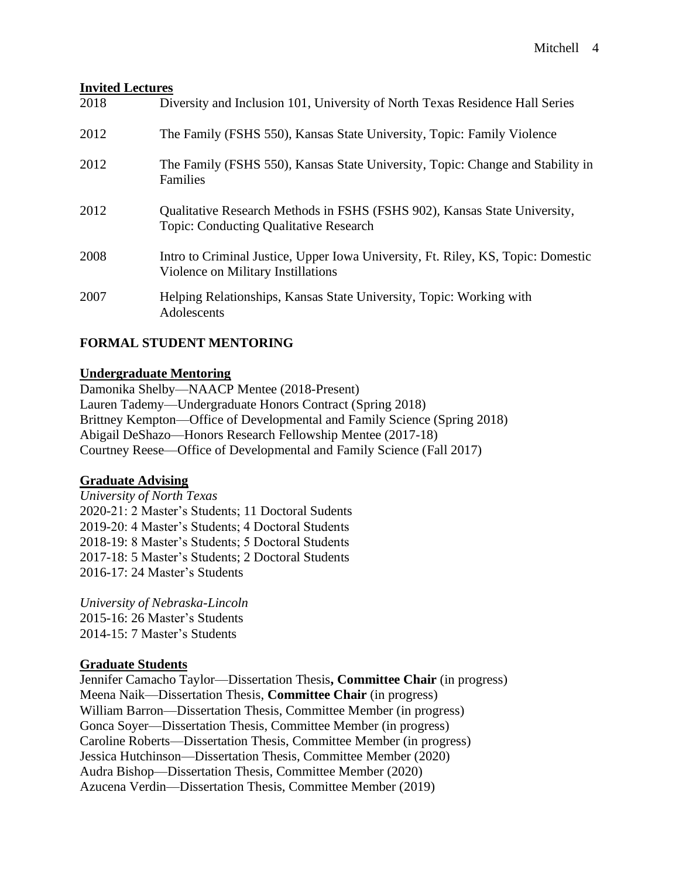**Invited Lectures**

| | |
|---|---|
| 2018 | Diversity and Inclusion 101, University of North Texas Residence Hall Series |
| 2012 | The Family (FSHS 550), Kansas State University, Topic: Family Violence |
| 2012 | The Family (FSHS 550), Kansas State University, Topic: Change and Stability in Families |
| 2012 | Qualitative Research Methods in FSHS (FSHS 902), Kansas State University, Topic: Conducting Qualitative Research |
| 2008 | Intro to Criminal Justice, Upper Iowa University, Ft. Riley, KS, Topic: Domestic Violence on Military Instillations |
| 2007 | Helping Relationships, Kansas State University, Topic: Working with Adolescents |

## FORMAL STUDENT MENTORING

**Undergraduate Mentoring**

Damonika Shelby—NAACP Mentee (2018-Present)
Lauren Tademy—Undergraduate Honors Contract (Spring 2018)
Brittney Kempton—Office of Developmental and Family Science (Spring 2018)
Abigail DeShazo—Honors Research Fellowship Mentee (2017-18)
Courtney Reese—Office of Developmental and Family Science (Fall 2017)

**Graduate Advising**

*University of North Texas*
2020-21: 2 Master's Students; 11 Doctoral Sudents
2019-20: 4 Master's Students; 4 Doctoral Students
2018-19: 8 Master's Students; 5 Doctoral Students
2017-18: 5 Master's Students; 2 Doctoral Students
2016-17: 24 Master's Students

*University of Nebraska-Lincoln*
2015-16: 26 Master's Students
2014-15: 7 Master's Students

**Graduate Students**

Jennifer Camacho Taylor—Dissertation Thesis**, Committee Chair** (in progress)
Meena Naik—Dissertation Thesis, **Committee Chair** (in progress)
William Barron—Dissertation Thesis, Committee Member (in progress)
Gonca Soyer—Dissertation Thesis, Committee Member (in progress)
Caroline Roberts—Dissertation Thesis, Committee Member (in progress)
Jessica Hutchinson—Dissertation Thesis, Committee Member (2020)
Audra Bishop—Dissertation Thesis, Committee Member (2020)
Azucena Verdin—Dissertation Thesis, Committee Member (2019)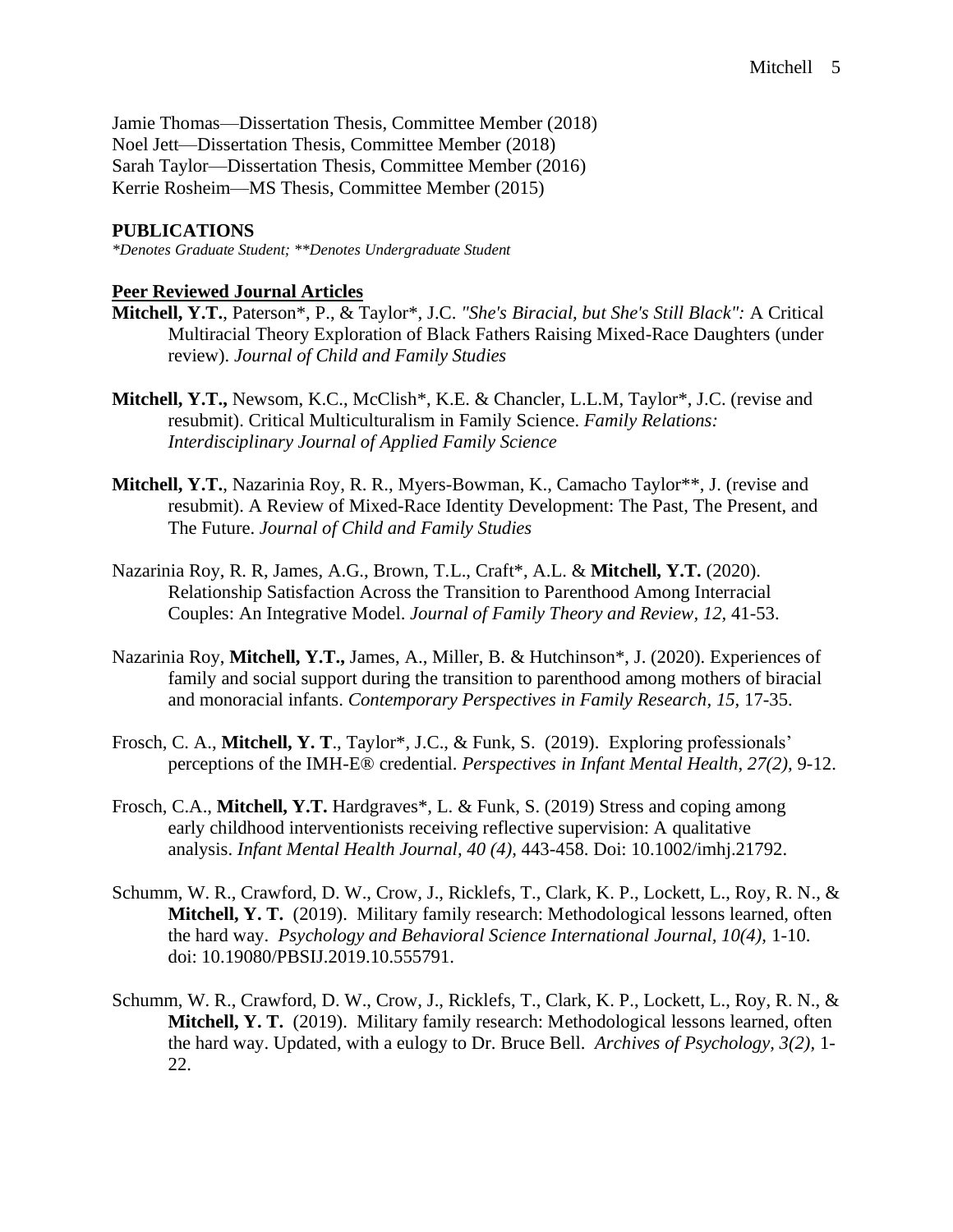Jamie Thomas—Dissertation Thesis, Committee Member (2018)
Noel Jett—Dissertation Thesis, Committee Member (2018)
Sarah Taylor—Dissertation Thesis, Committee Member (2016)
Kerrie Rosheim—MS Thesis, Committee Member (2015)

## PUBLICATIONS

*\*Denotes Graduate Student; \*\*Denotes Undergraduate Student*

### Peer Reviewed Journal Articles

**Mitchell, Y.T.**, Paterson*, P., & Taylor*, J.C. *"She's Biracial, but She's Still Black":* A Critical Multiracial Theory Exploration of Black Fathers Raising Mixed-Race Daughters (under review). *Journal of Child and Family Studies*

**Mitchell, Y.T.,** Newsom, K.C., McClish*, K.E. & Chancler, L.L.M, Taylor*, J.C. (revise and resubmit). Critical Multiculturalism in Family Science. *Family Relations: Interdisciplinary Journal of Applied Family Science*

**Mitchell, Y.T.**, Nazarinia Roy, R. R., Myers-Bowman, K., Camacho Taylor**, J. (revise and resubmit). A Review of Mixed-Race Identity Development: The Past, The Present, and The Future. *Journal of Child and Family Studies*

Nazarinia Roy, R. R, James, A.G., Brown, T.L., Craft*, A.L. & **Mitchell, Y.T.** (2020). Relationship Satisfaction Across the Transition to Parenthood Among Interracial Couples: An Integrative Model. *Journal of Family Theory and Review, 12,* 41-53.

Nazarinia Roy, **Mitchell, Y.T.,** James, A., Miller, B. & Hutchinson*, J. (2020). Experiences of family and social support during the transition to parenthood among mothers of biracial and monoracial infants. *Contemporary Perspectives in Family Research, 15,* 17-35.

Frosch, C. A., **Mitchell, Y. T**., Taylor*, J.C., & Funk, S. (2019). Exploring professionals' perceptions of the IMH-E® credential. *Perspectives in Infant Mental Health, 27(2),* 9-12.

Frosch, C.A., **Mitchell, Y.T.** Hardgraves*, L. & Funk, S. (2019) Stress and coping among early childhood interventionists receiving reflective supervision: A qualitative analysis. *Infant Mental Health Journal, 40 (4),* 443-458. Doi: 10.1002/imhj.21792.

Schumm, W. R., Crawford, D. W., Crow, J., Ricklefs, T., Clark, K. P., Lockett, L., Roy, R. N., & **Mitchell, Y. T.** (2019). Military family research: Methodological lessons learned, often the hard way. *Psychology and Behavioral Science International Journal, 10(4),* 1-10. doi: 10.19080/PBSIJ.2019.10.555791.

Schumm, W. R., Crawford, D. W., Crow, J., Ricklefs, T., Clark, K. P., Lockett, L., Roy, R. N., & **Mitchell, Y. T.** (2019). Military family research: Methodological lessons learned, often the hard way. Updated, with a eulogy to Dr. Bruce Bell. *Archives of Psychology, 3(2),* 1-22.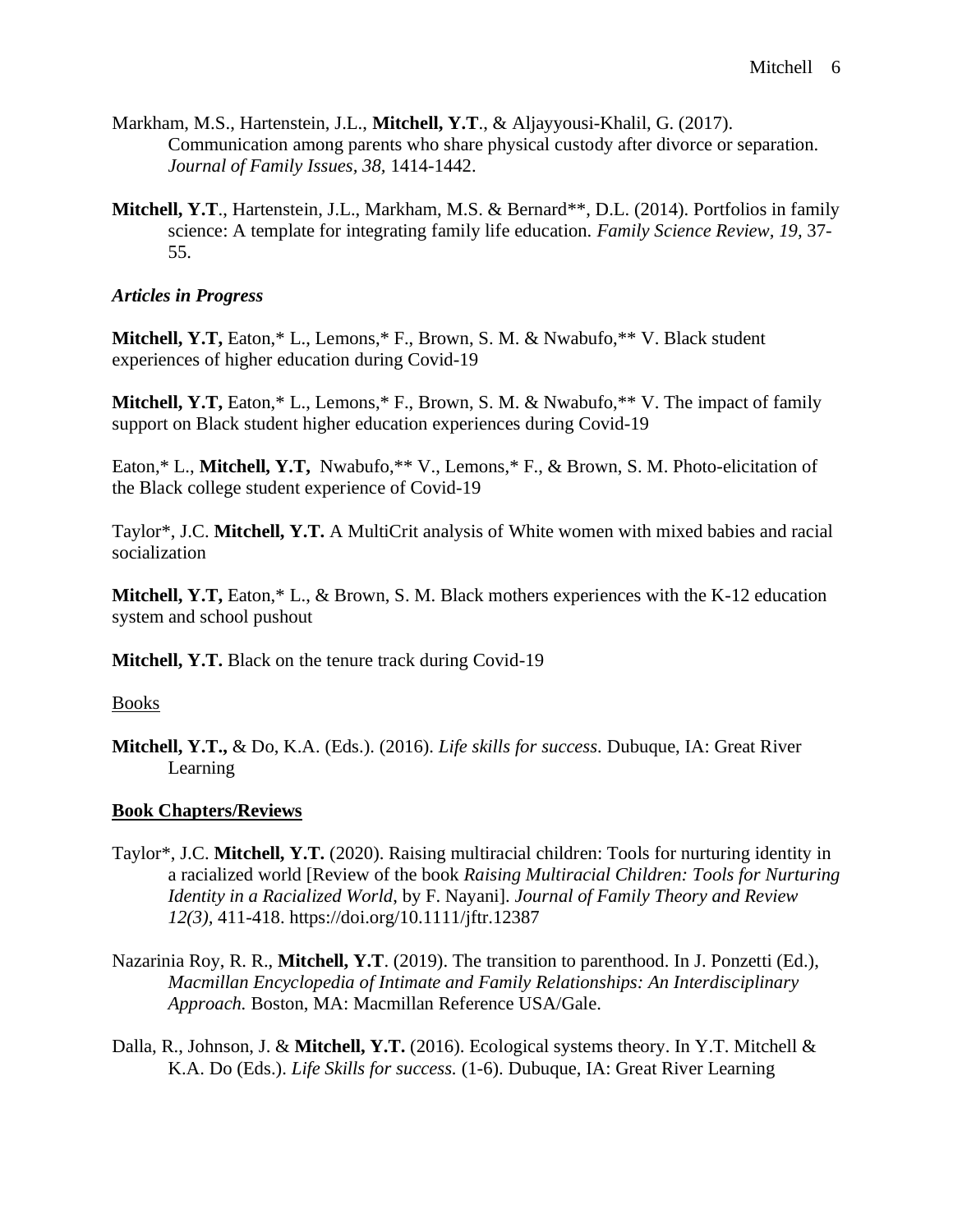Markham, M.S., Hartenstein, J.L., **Mitchell, Y.T**., & Aljayyousi-Khalil, G. (2017). Communication among parents who share physical custody after divorce or separation. *Journal of Family Issues, 38,* 1414-1442.

**Mitchell, Y.T**., Hartenstein, J.L., Markham, M.S. & Bernard**, D.L. (2014). Portfolios in family science: A template for integrating family life education. *Family Science Review, 19,* 37-55.

***Articles in Progress***

**Mitchell, Y.T,** Eaton,* L., Lemons,* F., Brown, S. M. & Nwabufo,** V. Black student experiences of higher education during Covid-19

**Mitchell, Y.T,** Eaton,* L., Lemons,* F., Brown, S. M. & Nwabufo,** V. The impact of family support on Black student higher education experiences during Covid-19

Eaton,* L., **Mitchell, Y.T,** Nwabufo,** V., Lemons,* F., & Brown, S. M. Photo-elicitation of the Black college student experience of Covid-19

Taylor*, J.C. **Mitchell, Y.T.** A MultiCrit analysis of White women with mixed babies and racial socialization

**Mitchell, Y.T,** Eaton,* L., & Brown, S. M. Black mothers experiences with the K-12 education system and school pushout

**Mitchell, Y.T.** Black on the tenure track during Covid-19

Books

**Mitchell, Y.T.,** & Do, K.A. (Eds.). (2016). *Life skills for success*. Dubuque, IA: Great River Learning

**Book Chapters/Reviews**

Taylor*, J.C. **Mitchell, Y.T.** (2020). Raising multiracial children: Tools for nurturing identity in a racialized world [Review of the book *Raising Multiracial Children: Tools for Nurturing Identity in a Racialized World*, by F. Nayani]. *Journal of Family Theory and Review 12(3)*, 411-418. https://doi.org/10.1111/jftr.12387

Nazarinia Roy, R. R., **Mitchell, Y.T**. (2019). The transition to parenthood. In J. Ponzetti (Ed.), *Macmillan Encyclopedia of Intimate and Family Relationships: An Interdisciplinary Approach.* Boston, MA: Macmillan Reference USA/Gale.

Dalla, R., Johnson, J. & **Mitchell, Y.T.** (2016). Ecological systems theory. In Y.T. Mitchell & K.A. Do (Eds.). *Life Skills for success.* (1-6). Dubuque, IA: Great River Learning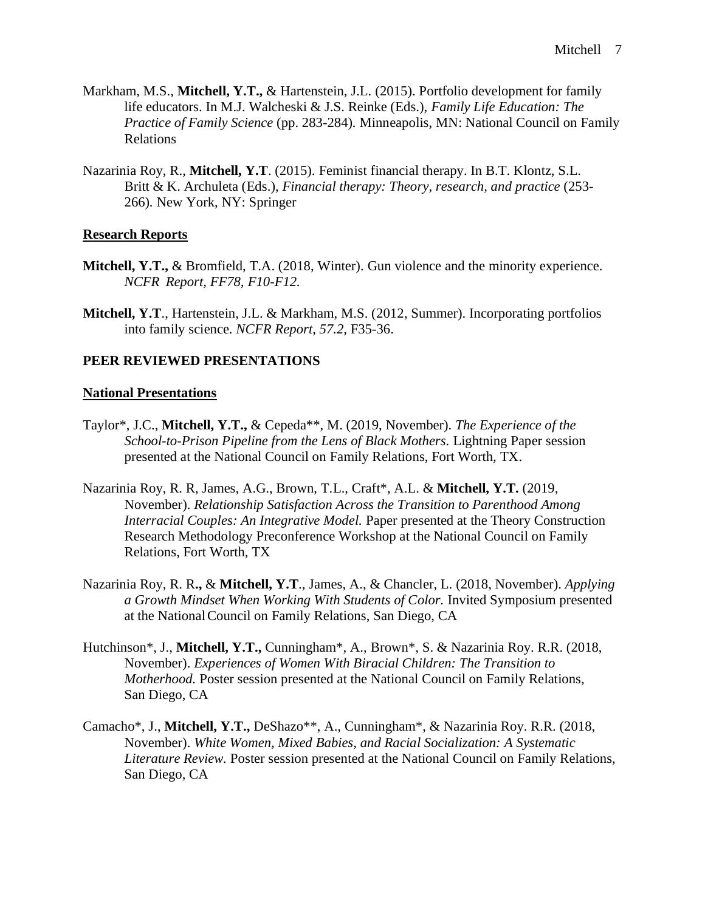Markham, M.S., **Mitchell, Y.T.,** & Hartenstein, J.L. (2015). Portfolio development for family life educators. In M.J. Walcheski & J.S. Reinke (Eds.), *Family Life Education: The Practice of Family Science* (pp. 283-284). Minneapolis, MN: National Council on Family Relations

Nazarinia Roy, R., **Mitchell, Y.T**. (2015). Feminist financial therapy. In B.T. Klontz, S.L. Britt & K. Archuleta (Eds.), *Financial therapy: Theory, research, and practice* (253-266). New York, NY: Springer

## Research Reports

**Mitchell, Y.T.,** & Bromfield, T.A. (2018, Winter). Gun violence and the minority experience. *NCFR Report, FF78, F10-F12.*

**Mitchell, Y.T**., Hartenstein, J.L. & Markham, M.S. (2012, Summer). Incorporating portfolios into family science. *NCFR Report*, *57.2,* F35-36.

# PEER REVIEWED PRESENTATIONS

## National Presentations

Taylor*, J.C., **Mitchell, Y.T.,** & Cepeda**, M. (2019, November). *The Experience of the School-to-Prison Pipeline from the Lens of Black Mothers*. Lightning Paper session presented at the National Council on Family Relations, Fort Worth, TX.

Nazarinia Roy, R. R, James, A.G., Brown, T.L., Craft*, A.L. & **Mitchell, Y.T.** (2019, November). *Relationship Satisfaction Across the Transition to Parenthood Among Interracial Couples: An Integrative Model.* Paper presented at the Theory Construction Research Methodology Preconference Workshop at the National Council on Family Relations, Fort Worth, TX

Nazarinia Roy, R. R**.,** & **Mitchell, Y.T**., James, A., & Chancler, L. (2018, November). *Applying a Growth Mindset When Working With Students of Color.* Invited Symposium presented at the National Council on Family Relations, San Diego, CA

Hutchinson*, J., **Mitchell, Y.T.,** Cunningham*, A., Brown*, S. & Nazarinia Roy. R.R. (2018, November). *Experiences of Women With Biracial Children: The Transition to Motherhood.* Poster session presented at the National Council on Family Relations, San Diego, CA

Camacho*, J., **Mitchell, Y.T.,** DeShazo**, A., Cunningham*, & Nazarinia Roy. R.R. (2018, November). *White Women, Mixed Babies, and Racial Socialization: A Systematic Literature Review.* Poster session presented at the National Council on Family Relations, San Diego, CA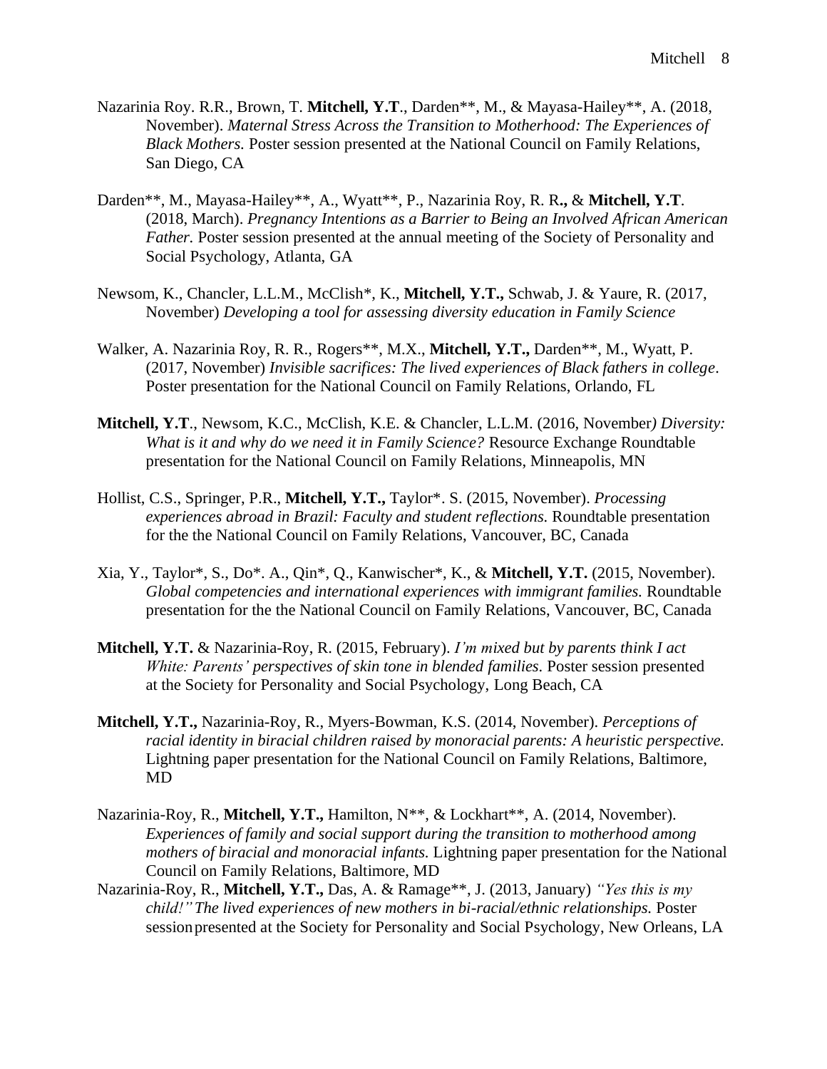Nazarinia Roy. R.R., Brown, T. **Mitchell, Y.T**., Darden**, M., & Mayasa-Hailey**, A. (2018, November). *Maternal Stress Across the Transition to Motherhood: The Experiences of Black Mothers.* Poster session presented at the National Council on Family Relations, San Diego, CA

Darden**, M., Mayasa-Hailey**, A., Wyatt**, P., Nazarinia Roy, R. R**.,** & **Mitchell, Y.T**. (2018, March). *Pregnancy Intentions as a Barrier to Being an Involved African American Father.* Poster session presented at the annual meeting of the Society of Personality and Social Psychology, Atlanta, GA

Newsom, K., Chancler, L.L.M., McClish*, K., **Mitchell, Y.T.,** Schwab, J. & Yaure, R. (2017, November) *Developing a tool for assessing diversity education in Family Science*

Walker, A. Nazarinia Roy, R. R., Rogers**, M.X., **Mitchell, Y.T.,** Darden**, M., Wyatt, P. (2017, November) *Invisible sacrifices: The lived experiences of Black fathers in college*. Poster presentation for the National Council on Family Relations, Orlando, FL

**Mitchell, Y.T**., Newsom, K.C., McClish, K.E. & Chancler, L.L.M. (2016, November*) Diversity: What is it and why do we need it in Family Science?* Resource Exchange Roundtable presentation for the National Council on Family Relations, Minneapolis, MN

Hollist, C.S., Springer, P.R., **Mitchell, Y.T.,** Taylor*. S. (2015, November). *Processing experiences abroad in Brazil: Faculty and student reflections.* Roundtable presentation for the the National Council on Family Relations, Vancouver, BC, Canada

Xia, Y., Taylor*, S., Do*. A., Qin*, Q., Kanwischer*, K., & **Mitchell, Y.T.** (2015, November). *Global competencies and international experiences with immigrant families.* Roundtable presentation for the the National Council on Family Relations, Vancouver, BC, Canada

**Mitchell, Y.T.** & Nazarinia-Roy, R. (2015, February). *I'm mixed but by parents think I act White: Parents' perspectives of skin tone in blended families.* Poster session presented at the Society for Personality and Social Psychology, Long Beach, CA

**Mitchell, Y.T.,** Nazarinia-Roy, R., Myers-Bowman, K.S. (2014, November). *Perceptions of racial identity in biracial children raised by monoracial parents: A heuristic perspective.* Lightning paper presentation for the National Council on Family Relations, Baltimore, MD

Nazarinia-Roy, R., **Mitchell, Y.T.,** Hamilton, N**, & Lockhart**, A. (2014, November). *Experiences of family and social support during the transition to motherhood among mothers of biracial and monoracial infants.* Lightning paper presentation for the National Council on Family Relations, Baltimore, MD

Nazarinia-Roy, R., **Mitchell, Y.T.,** Das, A. & Ramage**, J. (2013, January) *"Yes this is my child!" The lived experiences of new mothers in bi-racial/ethnic relationships.* Poster session presented at the Society for Personality and Social Psychology, New Orleans, LA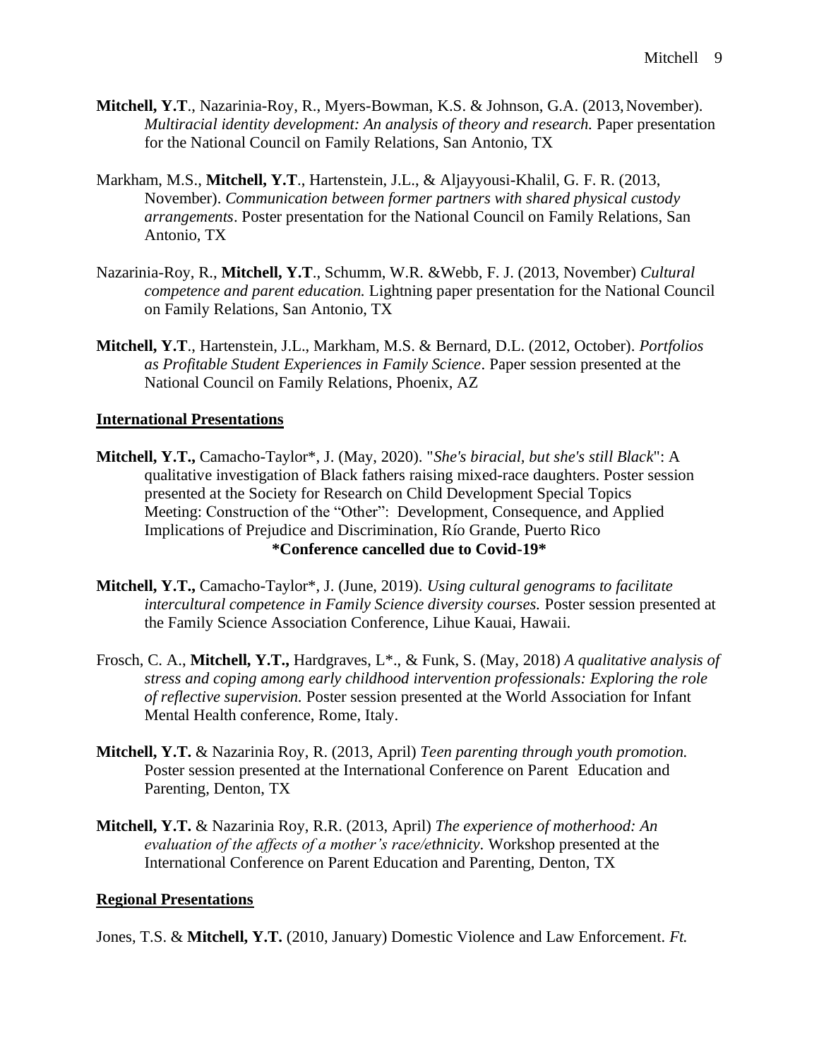**Mitchell, Y.T**., Nazarinia-Roy, R., Myers-Bowman, K.S. & Johnson, G.A. (2013, November). *Multiracial identity development: An analysis of theory and research.* Paper presentation for the National Council on Family Relations, San Antonio, TX

Markham, M.S., **Mitchell, Y.T**., Hartenstein, J.L., & Aljayyousi-Khalil, G. F. R. (2013, November). *Communication between former partners with shared physical custody arrangements*. Poster presentation for the National Council on Family Relations, San Antonio, TX

Nazarinia-Roy, R., **Mitchell, Y.T**., Schumm, W.R. &Webb, F. J. (2013, November) *Cultural competence and parent education.* Lightning paper presentation for the National Council on Family Relations, San Antonio, TX

**Mitchell, Y.T**., Hartenstein, J.L., Markham, M.S. & Bernard, D.L. (2012, October). *Portfolios as Profitable Student Experiences in Family Science*. Paper session presented at the National Council on Family Relations, Phoenix, AZ

## International Presentations

**Mitchell, Y.T.,** Camacho-Taylor*, J. (May, 2020). "*She's biracial, but she's still Black*": A qualitative investigation of Black fathers raising mixed-race daughters. Poster session presented at the Society for Research on Child Development Special Topics Meeting: Construction of the "Other": Development, Consequence, and Applied Implications of Prejudice and Discrimination, Río Grande, Puerto Rico
**\*Conference cancelled due to Covid-19\***

**Mitchell, Y.T.,** Camacho-Taylor*, J. (June, 2019). *Using cultural genograms to facilitate intercultural competence in Family Science diversity courses.* Poster session presented at the Family Science Association Conference, Lihue Kauai, Hawaii.

Frosch, C. A., **Mitchell, Y.T.,** Hardgraves, L*., & Funk, S. (May, 2018) *A qualitative analysis of stress and coping among early childhood intervention professionals: Exploring the role of reflective supervision.* Poster session presented at the World Association for Infant Mental Health conference, Rome, Italy.

**Mitchell, Y.T.** & Nazarinia Roy, R. (2013, April) *Teen parenting through youth promotion.* Poster session presented at the International Conference on Parent Education and Parenting, Denton, TX

**Mitchell, Y.T.** & Nazarinia Roy, R.R. (2013, April) *The experience of motherhood: An evaluation of the affects of a mother's race/ethnicity*. Workshop presented at the International Conference on Parent Education and Parenting, Denton, TX

## Regional Presentations

Jones, T.S. & **Mitchell, Y.T.** (2010, January) Domestic Violence and Law Enforcement. *Ft.*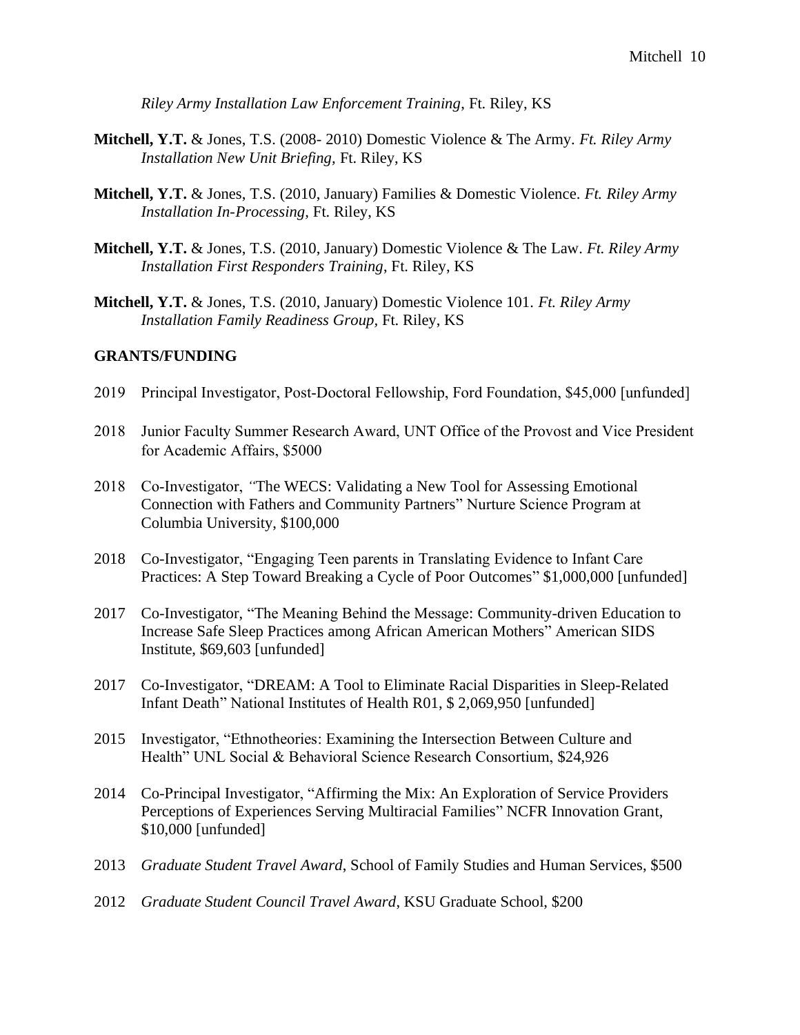*Riley Army Installation Law Enforcement Training*, Ft. Riley, KS

**Mitchell, Y.T.** & Jones, T.S. (2008- 2010) Domestic Violence & The Army. *Ft. Riley Army Installation New Unit Briefing,* Ft. Riley, KS

**Mitchell, Y.T.** & Jones, T.S. (2010, January) Families & Domestic Violence. *Ft. Riley Army Installation In-Processing,* Ft. Riley, KS

**Mitchell, Y.T.** & Jones, T.S. (2010, January) Domestic Violence & The Law. *Ft. Riley Army Installation First Responders Training*, Ft. Riley, KS

**Mitchell, Y.T.** & Jones, T.S. (2010, January) Domestic Violence 101. *Ft. Riley Army Installation Family Readiness Group,* Ft. Riley, KS

**GRANTS/FUNDING**

2019 Principal Investigator, Post-Doctoral Fellowship, Ford Foundation, $45,000 [unfunded]

2018 Junior Faculty Summer Research Award, UNT Office of the Provost and Vice President for Academic Affairs, $5000

2018 Co-Investigator, "The WECS: Validating a New Tool for Assessing Emotional Connection with Fathers and Community Partners" Nurture Science Program at Columbia University, $100,000

2018 Co-Investigator, "Engaging Teen parents in Translating Evidence to Infant Care Practices: A Step Toward Breaking a Cycle of Poor Outcomes" $1,000,000 [unfunded]

2017 Co-Investigator, "The Meaning Behind the Message: Community-driven Education to Increase Safe Sleep Practices among African American Mothers" American SIDS Institute, $69,603 [unfunded]

2017 Co-Investigator, "DREAM: A Tool to Eliminate Racial Disparities in Sleep-Related Infant Death" National Institutes of Health R01, $ 2,069,950 [unfunded]

2015 Investigator, "Ethnotheories: Examining the Intersection Between Culture and Health" UNL Social & Behavioral Science Research Consortium, $24,926

2014 Co-Principal Investigator, "Affirming the Mix: An Exploration of Service Providers Perceptions of Experiences Serving Multiracial Families" NCFR Innovation Grant, $10,000 [unfunded]

2013 *Graduate Student Travel Award*, School of Family Studies and Human Services, $500

2012 *Graduate Student Council Travel Award*, KSU Graduate School, $200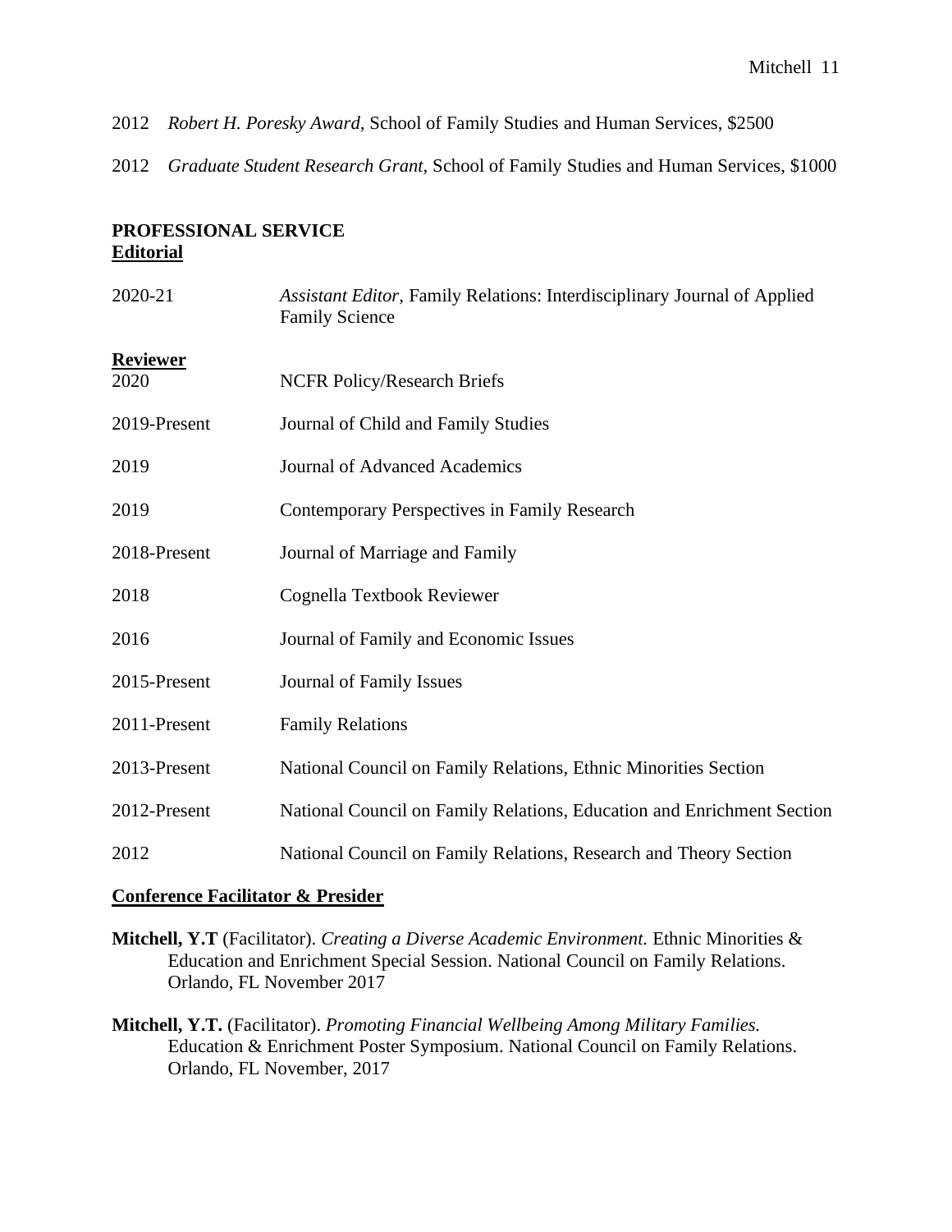2012 *Robert H. Poresky Award,* School of Family Studies and Human Services, $2500

2012 *Graduate Student Research Grant,* School of Family Studies and Human Services, $1000

## PROFESSIONAL SERVICE

### Editorial

2020-21 *Assistant Editor,* Family Relations: Interdisciplinary Journal of Applied Family Science

### Reviewer

2020 NCFR Policy/Research Briefs

2019-Present Journal of Child and Family Studies

2019 Journal of Advanced Academics

2019 Contemporary Perspectives in Family Research

2018-Present Journal of Marriage and Family

2018 Cognella Textbook Reviewer

2016 Journal of Family and Economic Issues

2015-Present Journal of Family Issues

2011-Present Family Relations

2013-Present National Council on Family Relations, Ethnic Minorities Section

2012-Present National Council on Family Relations, Education and Enrichment Section

2012 National Council on Family Relations, Research and Theory Section

### Conference Facilitator & Presider

**Mitchell, Y.T** (Facilitator). *Creating a Diverse Academic Environment.* Ethnic Minorities & Education and Enrichment Special Session. National Council on Family Relations. Orlando, FL November 2017

**Mitchell, Y.T.** (Facilitator). *Promoting Financial Wellbeing Among Military Families.* Education & Enrichment Poster Symposium. National Council on Family Relations. Orlando, FL November, 2017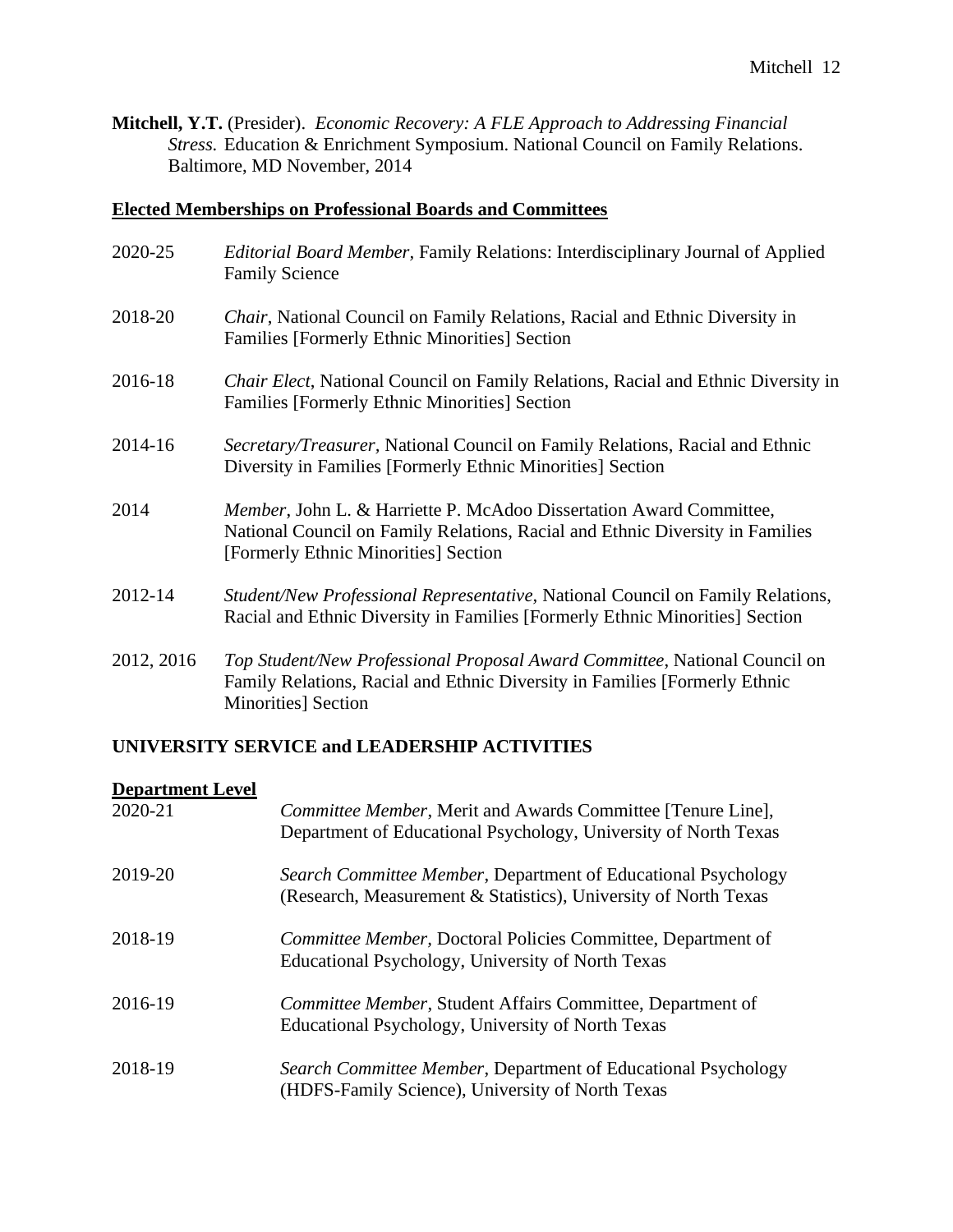**Mitchell, Y.T.** (Presider). *Economic Recovery: A FLE Approach to Addressing Financial Stress.* Education & Enrichment Symposium. National Council on Family Relations. Baltimore, MD November, 2014

**Elected Memberships on Professional Boards and Committees**

2020-25 *Editorial Board Member,* Family Relations: Interdisciplinary Journal of Applied Family Science

2018-20 *Chair*, National Council on Family Relations, Racial and Ethnic Diversity in Families [Formerly Ethnic Minorities] Section

2016-18 *Chair Elect*, National Council on Family Relations, Racial and Ethnic Diversity in Families [Formerly Ethnic Minorities] Section

2014-16 *Secretary/Treasurer,* National Council on Family Relations, Racial and Ethnic Diversity in Families [Formerly Ethnic Minorities] Section

2014 *Member*, John L. & Harriette P. McAdoo Dissertation Award Committee, National Council on Family Relations, Racial and Ethnic Diversity in Families [Formerly Ethnic Minorities] Section

2012-14 *Student/New Professional Representative,* National Council on Family Relations, Racial and Ethnic Diversity in Families [Formerly Ethnic Minorities] Section

2012, 2016 *Top Student/New Professional Proposal Award Committee,* National Council on Family Relations, Racial and Ethnic Diversity in Families [Formerly Ethnic Minorities] Section

## UNIVERSITY SERVICE and LEADERSHIP ACTIVITIES

**Department Level**

2020-21 *Committee Member*, Merit and Awards Committee [Tenure Line], Department of Educational Psychology, University of North Texas

2019-20 *Search Committee Member*, Department of Educational Psychology (Research, Measurement & Statistics), University of North Texas

2018-19 *Committee Member*, Doctoral Policies Committee, Department of Educational Psychology, University of North Texas

2016-19 *Committee Member*, Student Affairs Committee, Department of Educational Psychology, University of North Texas

2018-19 *Search Committee Member*, Department of Educational Psychology (HDFS-Family Science), University of North Texas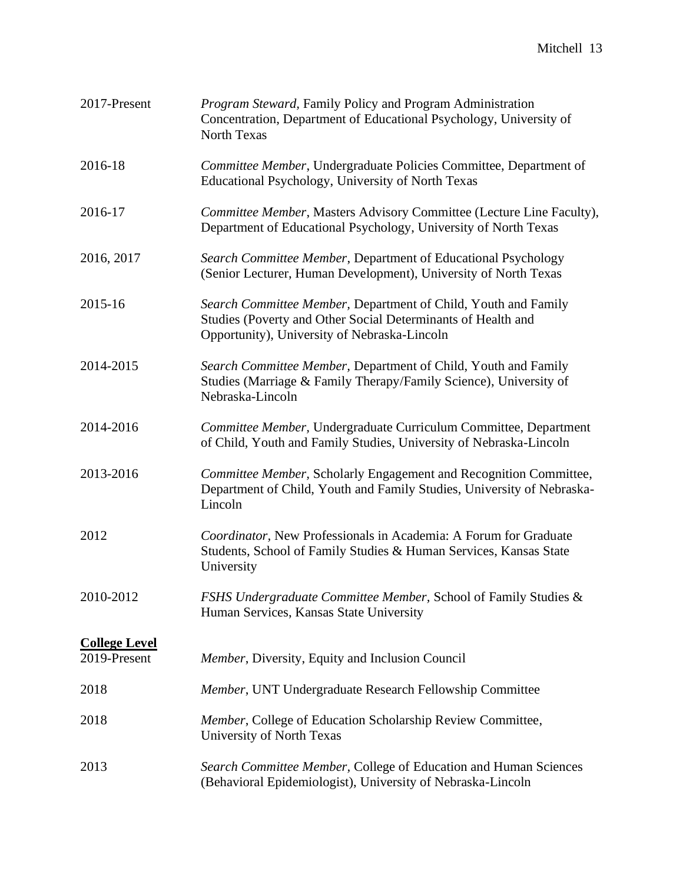2017-Present *Program Steward,* Family Policy and Program Administration Concentration, Department of Educational Psychology, University of North Texas

2016-18 *Committee Member*, Undergraduate Policies Committee, Department of Educational Psychology, University of North Texas

2016-17 *Committee Member*, Masters Advisory Committee (Lecture Line Faculty), Department of Educational Psychology, University of North Texas

2016, 2017 *Search Committee Member*, Department of Educational Psychology (Senior Lecturer, Human Development), University of North Texas

2015-16 *Search Committee Member,* Department of Child, Youth and Family Studies (Poverty and Other Social Determinants of Health and Opportunity), University of Nebraska-Lincoln

2014-2015 *Search Committee Member,* Department of Child, Youth and Family Studies (Marriage & Family Therapy/Family Science), University of Nebraska-Lincoln

2014-2016 *Committee Member,* Undergraduate Curriculum Committee, Department of Child, Youth and Family Studies, University of Nebraska-Lincoln

2013-2016 *Committee Member,* Scholarly Engagement and Recognition Committee, Department of Child, Youth and Family Studies, University of Nebraska-Lincoln

2012 *Coordinator,* New Professionals in Academia: A Forum for Graduate Students, School of Family Studies & Human Services, Kansas State University

2010-2012 *FSHS Undergraduate Committee Member,* School of Family Studies & Human Services, Kansas State University

**College Level**

2019-Present *Member*, Diversity, Equity and Inclusion Council

2018 *Member*, UNT Undergraduate Research Fellowship Committee

2018 *Member*, College of Education Scholarship Review Committee, University of North Texas

2013 *Search Committee Member,* College of Education and Human Sciences (Behavioral Epidemiologist), University of Nebraska-Lincoln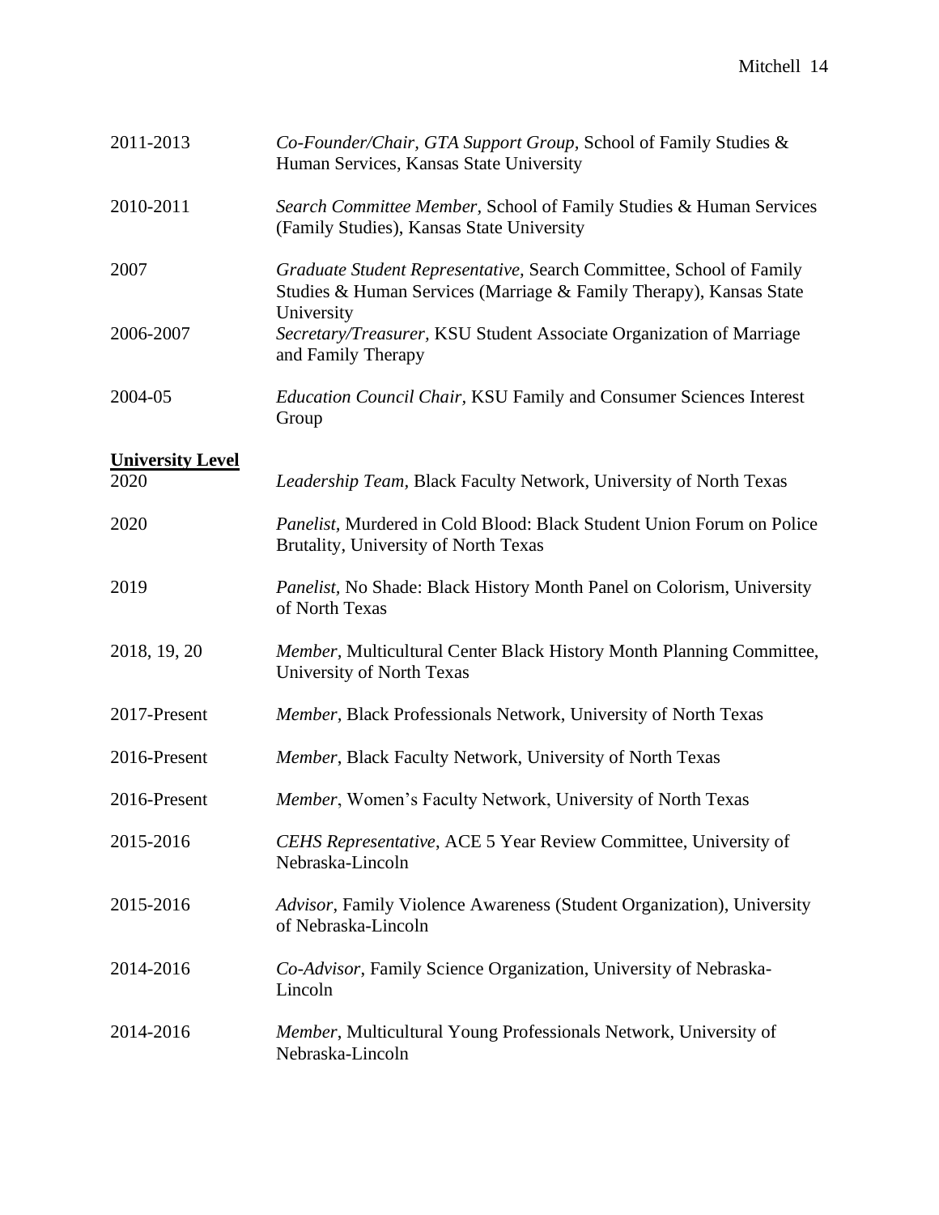2011-2013 *Co-Founder/Chair, GTA Support Group*, School of Family Studies & Human Services, Kansas State University

2010-2011 *Search Committee Member*, School of Family Studies & Human Services (Family Studies), Kansas State University

2007 *Graduate Student Representative,* Search Committee, School of Family Studies & Human Services (Marriage & Family Therapy), Kansas State University

2006-2007 *Secretary/Treasurer*, KSU Student Associate Organization of Marriage and Family Therapy

2004-05 *Education Council Chair*, KSU Family and Consumer Sciences Interest Group

**University Level**

2020 *Leadership Team,* Black Faculty Network, University of North Texas

2020 *Panelist,* Murdered in Cold Blood: Black Student Union Forum on Police Brutality, University of North Texas

2019 *Panelist,* No Shade: Black History Month Panel on Colorism, University of North Texas

2018, 19, 20 *Member,* Multicultural Center Black History Month Planning Committee, University of North Texas

2017-Present *Member,* Black Professionals Network, University of North Texas

2016-Present *Member*, Black Faculty Network, University of North Texas

2016-Present *Member*, Women's Faculty Network, University of North Texas

2015-2016 *CEHS Representative*, ACE 5 Year Review Committee, University of Nebraska-Lincoln

2015-2016 *Advisor*, Family Violence Awareness (Student Organization), University of Nebraska-Lincoln

2014-2016 *Co-Advisor*, Family Science Organization, University of Nebraska-Lincoln

2014-2016 *Member*, Multicultural Young Professionals Network, University of Nebraska-Lincoln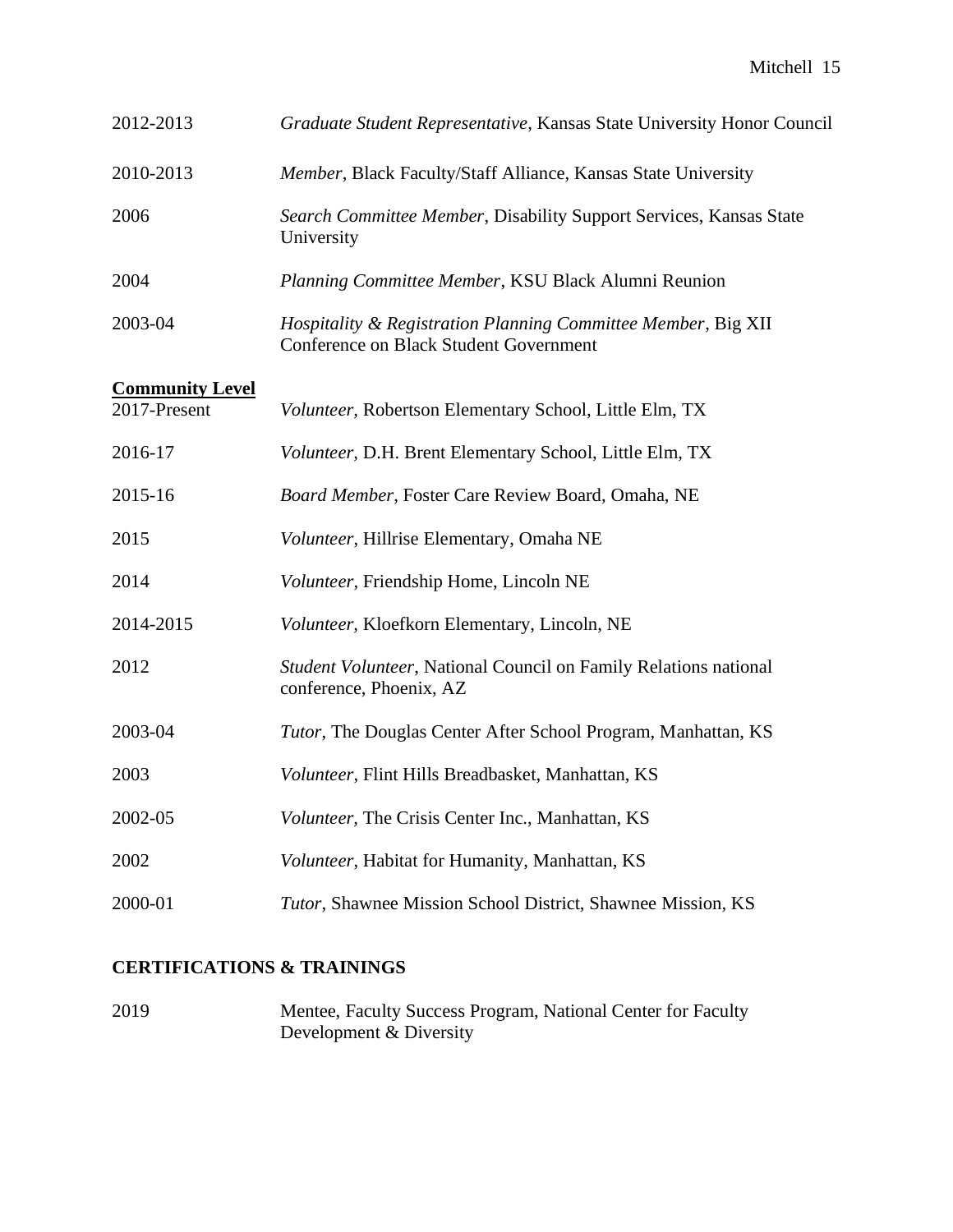2012-2013 *Graduate Student Representative*, Kansas State University Honor Council

2010-2013 *Member*, Black Faculty/Staff Alliance, Kansas State University

2006 *Search Committee Member*, Disability Support Services, Kansas State University

2004 *Planning Committee Member*, KSU Black Alumni Reunion

2003-04 *Hospitality & Registration Planning Committee Member*, Big XII Conference on Black Student Government

**Community Level**

2017-Present *Volunteer,* Robertson Elementary School, Little Elm, TX

2016-17 *Volunteer,* D.H. Brent Elementary School, Little Elm, TX

2015-16 *Board Member*, Foster Care Review Board, Omaha, NE

2015 *Volunteer*, Hillrise Elementary, Omaha NE

2014 *Volunteer*, Friendship Home, Lincoln NE

2014-2015 *Volunteer,* Kloefkorn Elementary, Lincoln, NE

2012 *Student Volunteer*, National Council on Family Relations national conference, Phoenix, AZ

2003-04 *Tutor*, The Douglas Center After School Program, Manhattan, KS

2003 *Volunteer*, Flint Hills Breadbasket, Manhattan, KS

2002-05 *Volunteer,* The Crisis Center Inc., Manhattan, KS

2002 *Volunteer*, Habitat for Humanity, Manhattan, KS

2000-01 *Tutor*, Shawnee Mission School District, Shawnee Mission, KS

## CERTIFICATIONS & TRAININGS

2019 Mentee, Faculty Success Program, National Center for Faculty Development & Diversity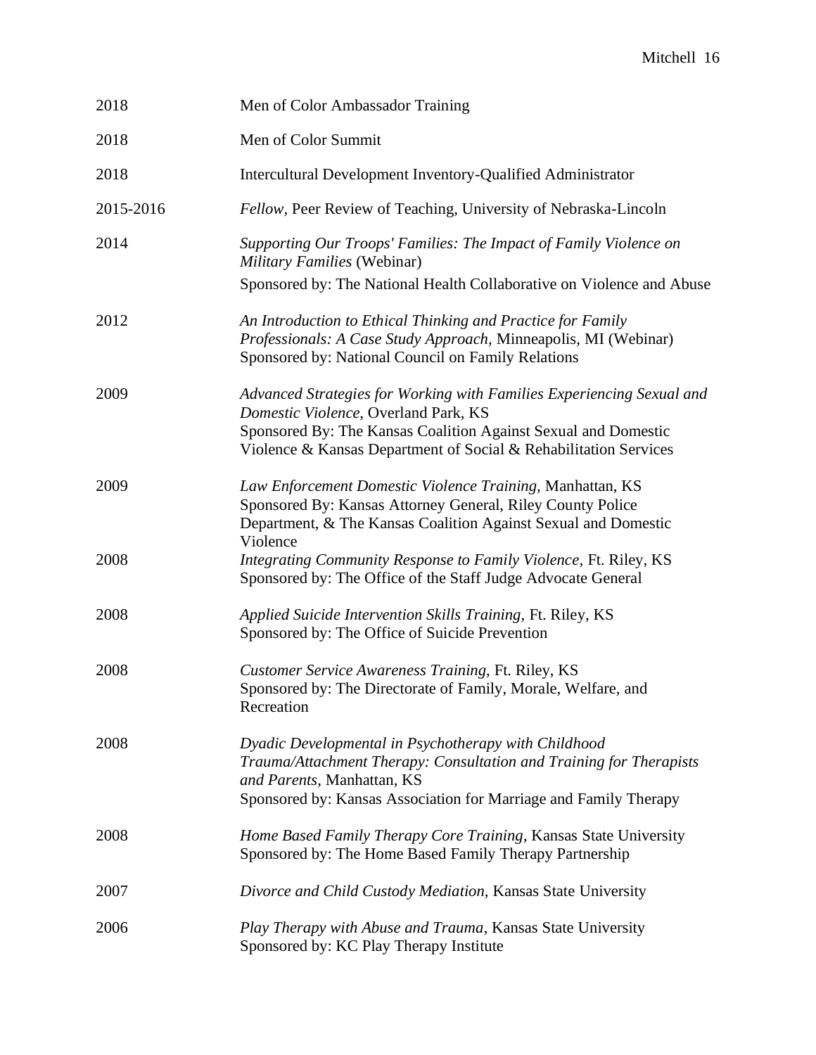| | |
|---|---|
| 2018 | Men of Color Ambassador Training |
| 2018 | Men of Color Summit |
| 2018 | Intercultural Development Inventory-Qualified Administrator |
| 2015-2016 | *Fellow,* Peer Review of Teaching, University of Nebraska-Lincoln |
| 2014 | *Supporting Our Troops' Families: The Impact of Family Violence on Military Families* (Webinar)<br>Sponsored by: The National Health Collaborative on Violence and Abuse |
| 2012 | *An Introduction to Ethical Thinking and Practice for Family Professionals: A Case Study Approach,* Minneapolis, MI (Webinar)<br>Sponsored by: National Council on Family Relations |
| 2009 | *Advanced Strategies for Working with Families Experiencing Sexual and Domestic Violence,* Overland Park, KS<br>Sponsored By: The Kansas Coalition Against Sexual and Domestic Violence & Kansas Department of Social & Rehabilitation Services |
| 2009 | *Law Enforcement Domestic Violence Training,* Manhattan, KS<br>Sponsored By: Kansas Attorney General, Riley County Police Department, & The Kansas Coalition Against Sexual and Domestic Violence |
| 2008 | *Integrating Community Response to Family Violence,* Ft. Riley, KS<br>Sponsored by: The Office of the Staff Judge Advocate General |
| 2008 | *Applied Suicide Intervention Skills Training,* Ft. Riley, KS<br>Sponsored by: The Office of Suicide Prevention |
| 2008 | *Customer Service Awareness Training,* Ft. Riley, KS<br>Sponsored by: The Directorate of Family, Morale, Welfare, and Recreation |
| 2008 | *Dyadic Developmental in Psychotherapy with Childhood Trauma/Attachment Therapy: Consultation and Training for Therapists and Parents,* Manhattan, KS<br>Sponsored by: Kansas Association for Marriage and Family Therapy |
| 2008 | *Home Based Family Therapy Core Training*, Kansas State University<br>Sponsored by: The Home Based Family Therapy Partnership |
| 2007 | *Divorce and Child Custody Mediation,* Kansas State University |
| 2006 | *Play Therapy with Abuse and Trauma*, Kansas State University<br>Sponsored by: KC Play Therapy Institute |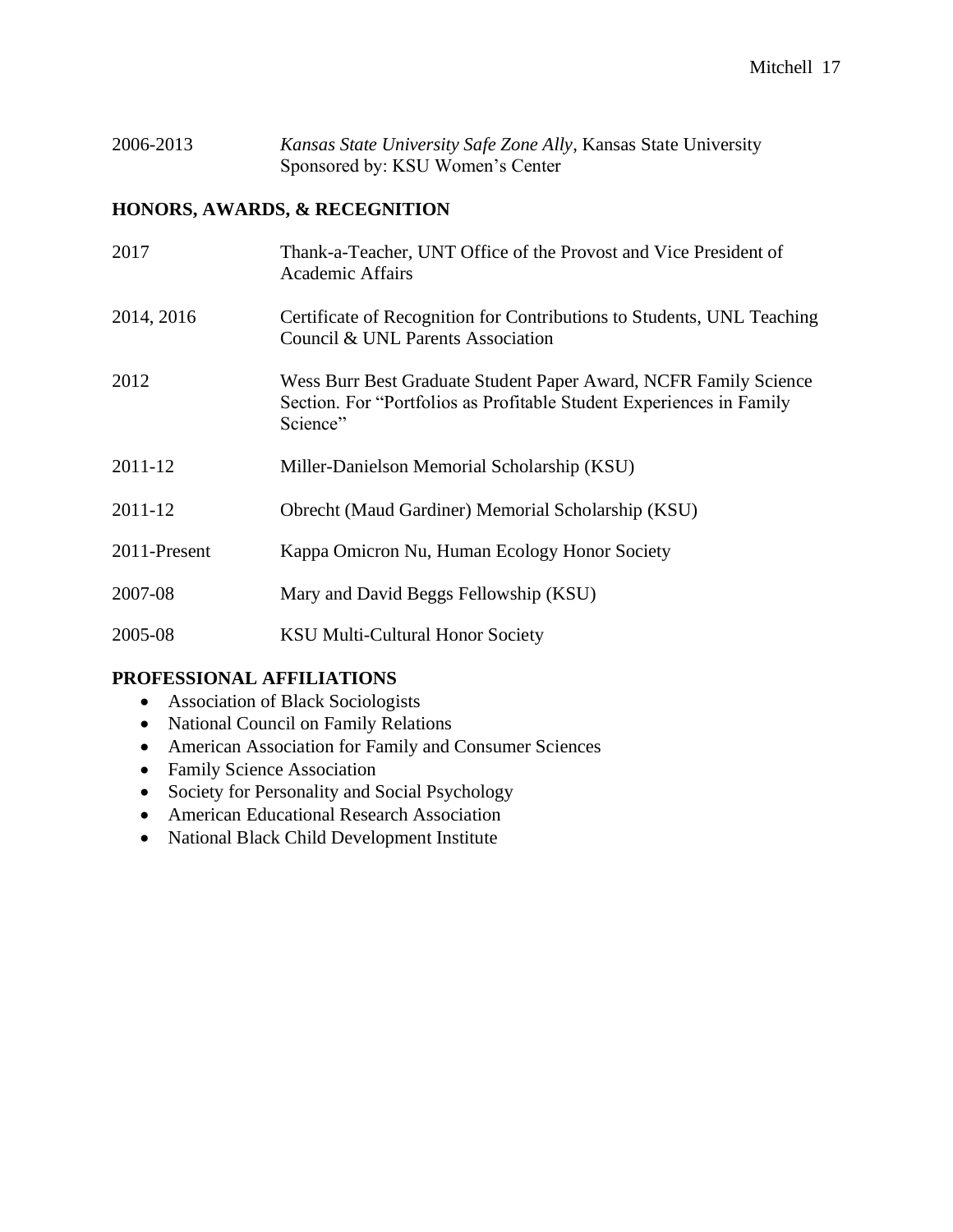2006-2013 *Kansas State University Safe Zone Ally*, Kansas State University
Sponsored by: KSU Women's Center

**HONORS, AWARDS, & RECEGNITION**

| | |
|---|---|
| 2017 | Thank-a-Teacher, UNT Office of the Provost and Vice President of Academic Affairs |
| 2014, 2016 | Certificate of Recognition for Contributions to Students, UNL Teaching Council & UNL Parents Association |
| 2012 | Wess Burr Best Graduate Student Paper Award, NCFR Family Science Section. For "Portfolios as Profitable Student Experiences in Family Science" |
| 2011-12 | Miller-Danielson Memorial Scholarship (KSU) |
| 2011-12 | Obrecht (Maud Gardiner) Memorial Scholarship (KSU) |
| 2011-Present | Kappa Omicron Nu, Human Ecology Honor Society |
| 2007-08 | Mary and David Beggs Fellowship (KSU) |
| 2005-08 | KSU Multi-Cultural Honor Society |

**PROFESSIONAL AFFILIATIONS**

- Association of Black Sociologists
- National Council on Family Relations
- American Association for Family and Consumer Sciences
- Family Science Association
- Society for Personality and Social Psychology
- American Educational Research Association
- National Black Child Development Institute